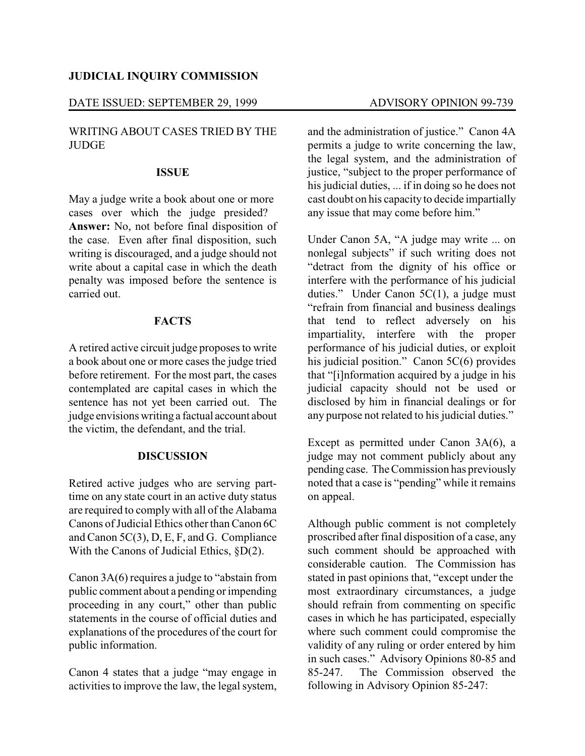**JUDICIAL INQUIRY COMMISSION**

DATE ISSUED: SEPTEMBER 29, 1999 ADVISORY OPINION 99-739

WRITING ABOUT CASES TRIED BY THE JUDGE

## ISSUE

May a judge write a book about one or more cases over which the judge presided? **Answer:** No, not before final disposition of the case. Even after final disposition, such writing is discouraged, and a judge should not write about a capital case in which the death penalty was imposed before the sentence is carried out.

## FACTS

A retired active circuit judge proposes to write a book about one or more cases the judge tried before retirement. For the most part, the cases contemplated are capital cases in which the sentence has not yet been carried out. The judge envisions writing a factual account about the victim, the defendant, and the trial.

## DISCUSSION

Retired active judges who are serving part-time on any state court in an active duty status are required to comply with all of the Alabama Canons of Judicial Ethics other than Canon 6C and Canon 5C(3), D, E, F, and G. Compliance With the Canons of Judicial Ethics, §D(2).

Canon 3A(6) requires a judge to "abstain from public comment about a pending or impending proceeding in any court," other than public statements in the course of official duties and explanations of the procedures of the court for public information.

Canon 4 states that a judge "may engage in activities to improve the law, the legal system, and the administration of justice." Canon 4A permits a judge to write concerning the law, the legal system, and the administration of justice, "subject to the proper performance of his judicial duties, ... if in doing so he does not cast doubt on his capacity to decide impartially any issue that may come before him."

Under Canon 5A, "A judge may write ... on nonlegal subjects" if such writing does not "detract from the dignity of his office or interfere with the performance of his judicial duties." Under Canon 5C(1), a judge must "refrain from financial and business dealings that tend to reflect adversely on his impartiality, interfere with the proper performance of his judicial duties, or exploit his judicial position." Canon 5C(6) provides that "[i]nformation acquired by a judge in his judicial capacity should not be used or disclosed by him in financial dealings or for any purpose not related to his judicial duties."

Except as permitted under Canon 3A(6), a judge may not comment publicly about any pending case. The Commission has previously noted that a case is "pending" while it remains on appeal.

Although public comment is not completely proscribed after final disposition of a case, any such comment should be approached with considerable caution. The Commission has stated in past opinions that, "except under the most extraordinary circumstances, a judge should refrain from commenting on specific cases in which he has participated, especially where such comment could compromise the validity of any ruling or order entered by him in such cases." Advisory Opinions 80-85 and 85-247. The Commission observed the following in Advisory Opinion 85-247: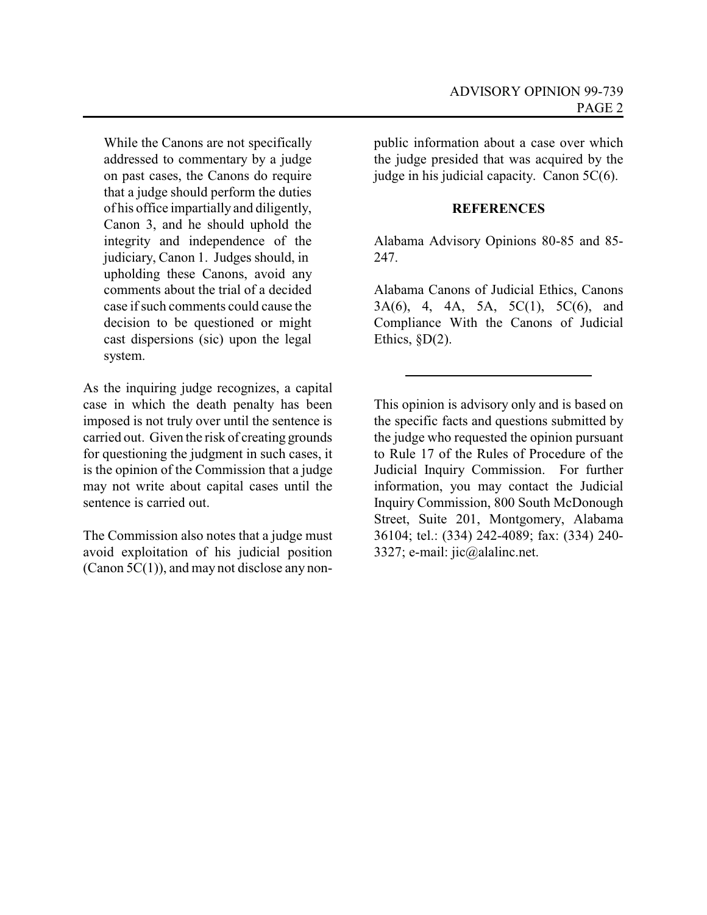> While the Canons are not specifically addressed to commentary by a judge on past cases, the Canons do require that a judge should perform the duties of his office impartially and diligently, Canon 3, and he should uphold the integrity and independence of the judiciary, Canon 1. Judges should, in upholding these Canons, avoid any comments about the trial of a decided case if such comments could cause the decision to be questioned or might cast dispersions (sic) upon the legal system.

As the inquiring judge recognizes, a capital case in which the death penalty has been imposed is not truly over until the sentence is carried out. Given the risk of creating grounds for questioning the judgment in such cases, it is the opinion of the Commission that a judge may not write about capital cases until the sentence is carried out.

The Commission also notes that a judge must avoid exploitation of his judicial position (Canon 5C(1)), and may not disclose any non-public information about a case over which the judge presided that was acquired by the judge in his judicial capacity. Canon 5C(6).

**REFERENCES**

Alabama Advisory Opinions 80-85 and 85-247.

Alabama Canons of Judicial Ethics, Canons 3A(6), 4, 4A, 5A, 5C(1), 5C(6), and Compliance With the Canons of Judicial Ethics, §D(2).

---

This opinion is advisory only and is based on the specific facts and questions submitted by the judge who requested the opinion pursuant to Rule 17 of the Rules of Procedure of the Judicial Inquiry Commission. For further information, you may contact the Judicial Inquiry Commission, 800 South McDonough Street, Suite 201, Montgomery, Alabama 36104; tel.: (334) 242-4089; fax: (334) 240-3327; e-mail: jic@alalinc.net.